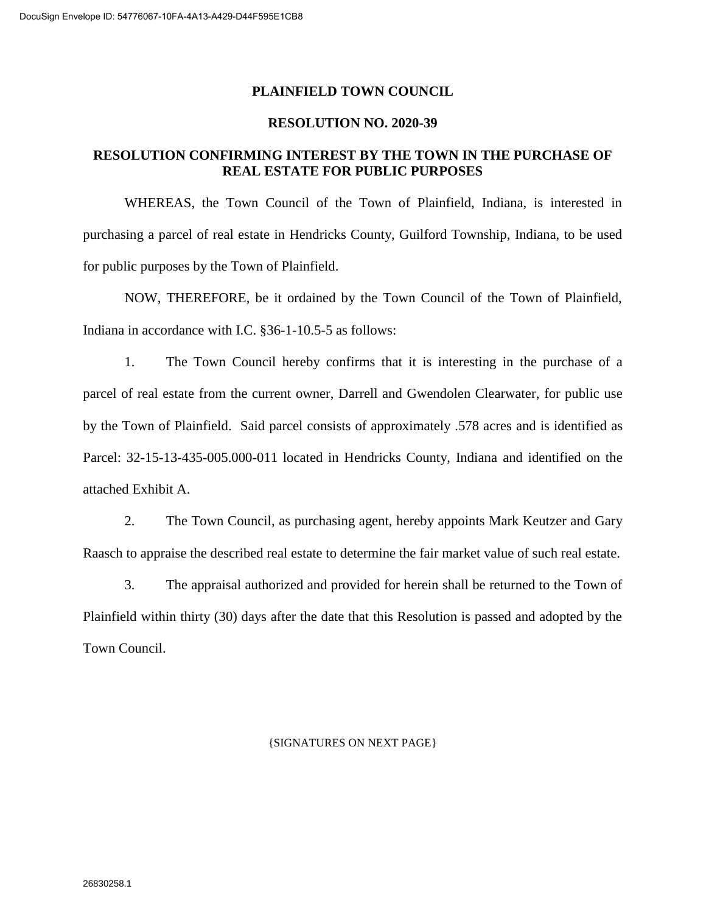# PLAINFIELD TOWN COUNCIL

## RESOLUTION NO. 2020-39

## RESOLUTION CONFIRMING INTEREST BY THE TOWN IN THE PURCHASE OF REAL ESTATE FOR PUBLIC PURPOSES

WHEREAS, the Town Council of the Town of Plainfield, Indiana, is interested in purchasing a parcel of real estate in Hendricks County, Guilford Township, Indiana, to be used for public purposes by the Town of Plainfield.

NOW, THEREFORE, be it ordained by the Town Council of the Town of Plainfield, Indiana in accordance with I.C. §36-1-10.5-5 as follows:

1. The Town Council hereby confirms that it is interesting in the purchase of a parcel of real estate from the current owner, Darrell and Gwendolen Clearwater, for public use by the Town of Plainfield. Said parcel consists of approximately .578 acres and is identified as Parcel: 32-15-13-435-005.000-011 located in Hendricks County, Indiana and identified on the attached Exhibit A.

2. The Town Council, as purchasing agent, hereby appoints Mark Keutzer and Gary Raasch to appraise the described real estate to determine the fair market value of such real estate.

3. The appraisal authorized and provided for herein shall be returned to the Town of Plainfield within thirty (30) days after the date that this Resolution is passed and adopted by the Town Council.

{SIGNATURES ON NEXT PAGE}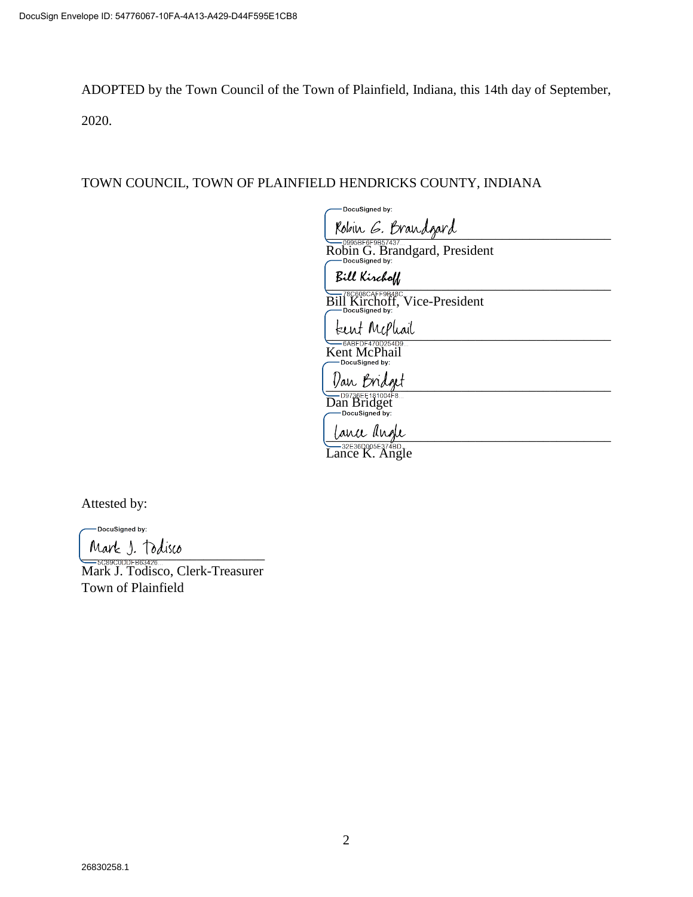ADOPTED by the Town Council of the Town of Plainfield, Indiana, this 14th day of September, 2020.

TOWN COUNCIL, TOWN OF PLAINFIELD HENDRICKS COUNTY, INDIANA

DocuSigned by:
Robin G. Brandgard
0995BF6F9B57437...
Robin G. Brandgard, President

DocuSigned by:
Bill Kirchoff
78C608CAFF9B48C...
Bill Kirchoff, Vice-President

DocuSigned by:
Kent McPhail
6ABFDF470D254D9...
Kent McPhail

DocuSigned by:
Dan Bridget
D9736EE181004F8...
Dan Bridget

DocuSigned by:
Lance Angle
32E36D005E374BD...
Lance K. Angle

Attested by:

DocuSigned by:
Mark J. Todisco
5C89C0DDFB63426...
Mark J. Todisco, Clerk-Treasurer
Town of Plainfield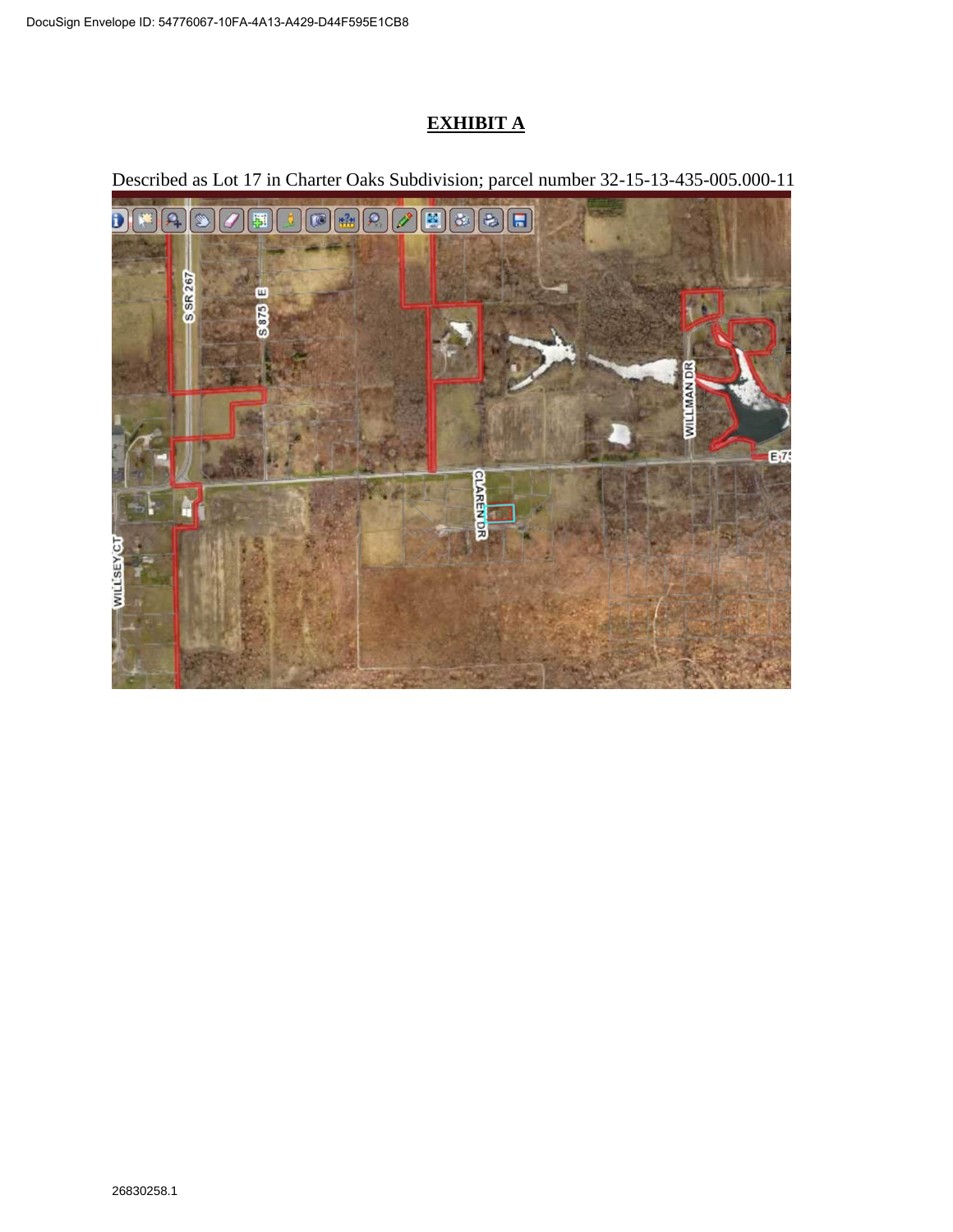# EXHIBIT A

Described as Lot 17 in Charter Oaks Subdivision; parcel number 32-15-13-435-005.000-11

S SR 267

S 875 E

WILLMAN DR

E 75

CLAREN DR

WILLSEY CT

26830258.1